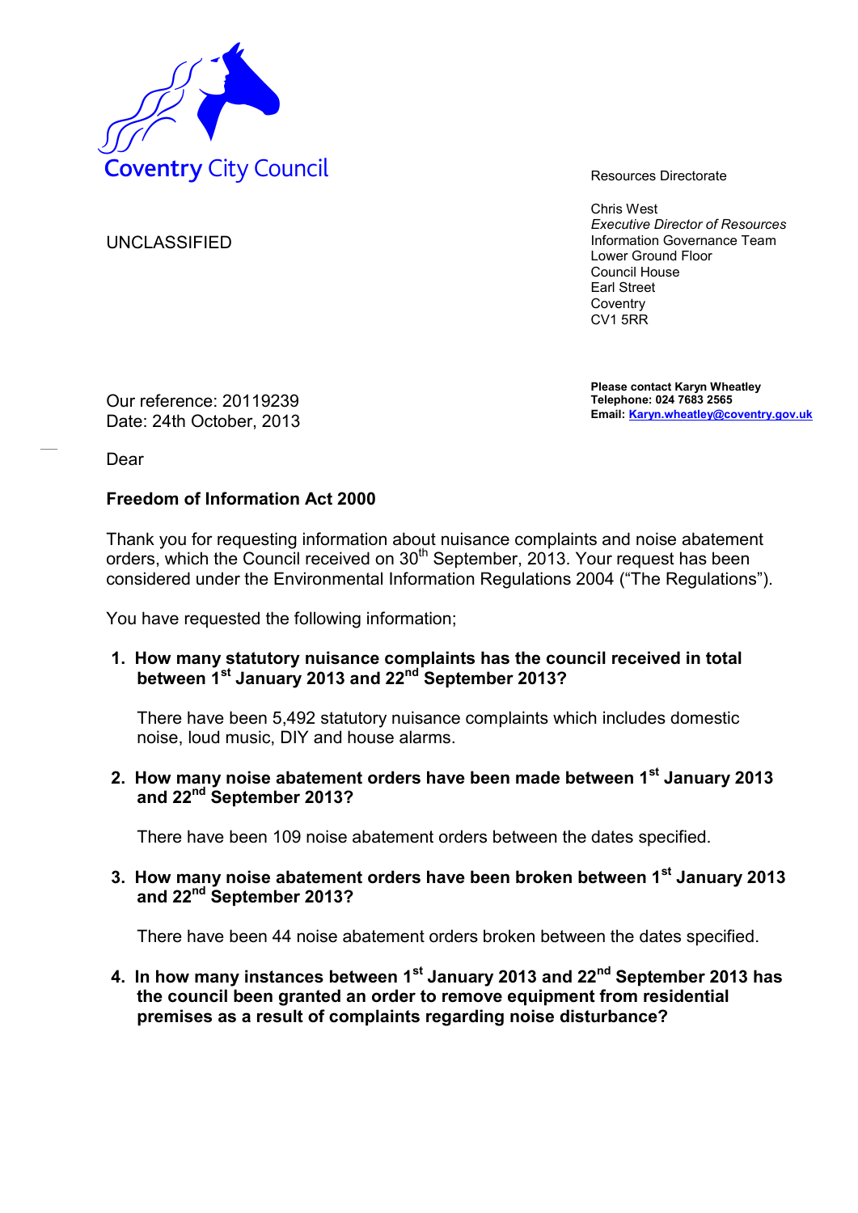Coventry City Council

Resources Directorate

Chris West
*Executive Director of Resources*
Information Governance Team
Lower Ground Floor
Council House
Earl Street
Coventry
CV1 5RR

UNCLASSIFIED

**Please contact Karyn Wheatley**
**Telephone: 024 7683 2565**
**Email: Karyn.wheatley@coventry.gov.uk**

Our reference: 20119239
Date: 24th October, 2013

Dear

**Freedom of Information Act 2000**

Thank you for requesting information about nuisance complaints and noise abatement orders, which the Council received on 30th September, 2013. Your request has been considered under the Environmental Information Regulations 2004 ("The Regulations").

You have requested the following information;

1. **How many statutory nuisance complaints has the council received in total between 1st January 2013 and 22nd September 2013?**

   There have been 5,492 statutory nuisance complaints which includes domestic noise, loud music, DIY and house alarms.

2. **How many noise abatement orders have been made between 1st January 2013 and 22nd September 2013?**

   There have been 109 noise abatement orders between the dates specified.

3. **How many noise abatement orders have been broken between 1st January 2013 and 22nd September 2013?**

   There have been 44 noise abatement orders broken between the dates specified.

4. **In how many instances between 1st January 2013 and 22nd September 2013 has the council been granted an order to remove equipment from residential premises as a result of complaints regarding noise disturbance?**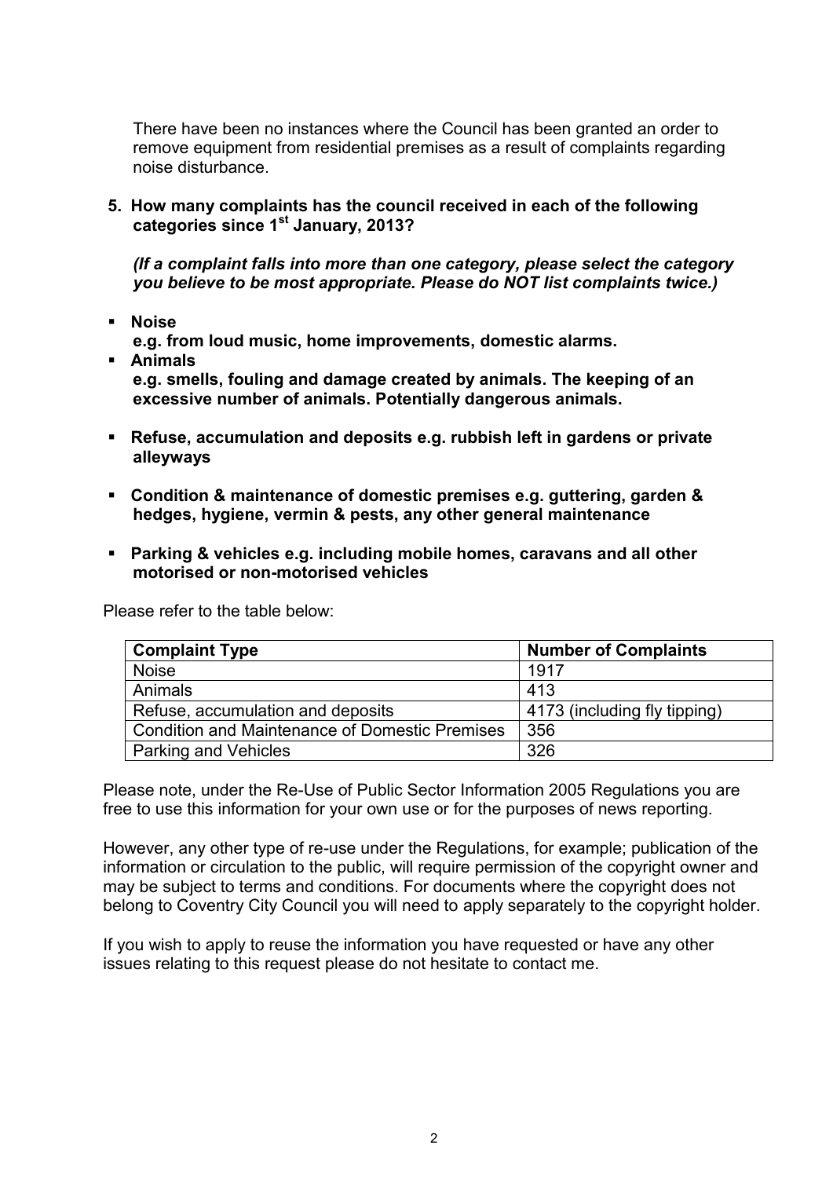There have been no instances where the Council has been granted an order to remove equipment from residential premises as a result of complaints regarding noise disturbance.

**5. How many complaints has the council received in each of the following categories since 1st January, 2013?**

***(If a complaint falls into more than one category, please select the category you believe to be most appropriate. Please do NOT list complaints twice.)***

- **Noise**
  **e.g. from loud music, home improvements, domestic alarms.**
- **Animals**
  **e.g. smells, fouling and damage created by animals. The keeping of an excessive number of animals. Potentially dangerous animals.**
- **Refuse, accumulation and deposits e.g. rubbish left in gardens or private alleyways**
- **Condition & maintenance of domestic premises e.g. guttering, garden & hedges, hygiene, vermin & pests, any other general maintenance**
- **Parking & vehicles e.g. including mobile homes, caravans and all other motorised or non-motorised vehicles**

Please refer to the table below:

| **Complaint Type** | **Number of Complaints** |
|---|---|
| Noise | 1917 |
| Animals | 413 |
| Refuse, accumulation and deposits | 4173 (including fly tipping) |
| Condition and Maintenance of Domestic Premises | 356 |
| Parking and Vehicles | 326 |

Please note, under the Re-Use of Public Sector Information 2005 Regulations you are free to use this information for your own use or for the purposes of news reporting.

However, any other type of re-use under the Regulations, for example; publication of the information or circulation to the public, will require permission of the copyright owner and may be subject to terms and conditions. For documents where the copyright does not belong to Coventry City Council you will need to apply separately to the copyright holder.

If you wish to apply to reuse the information you have requested or have any other issues relating to this request please do not hesitate to contact me.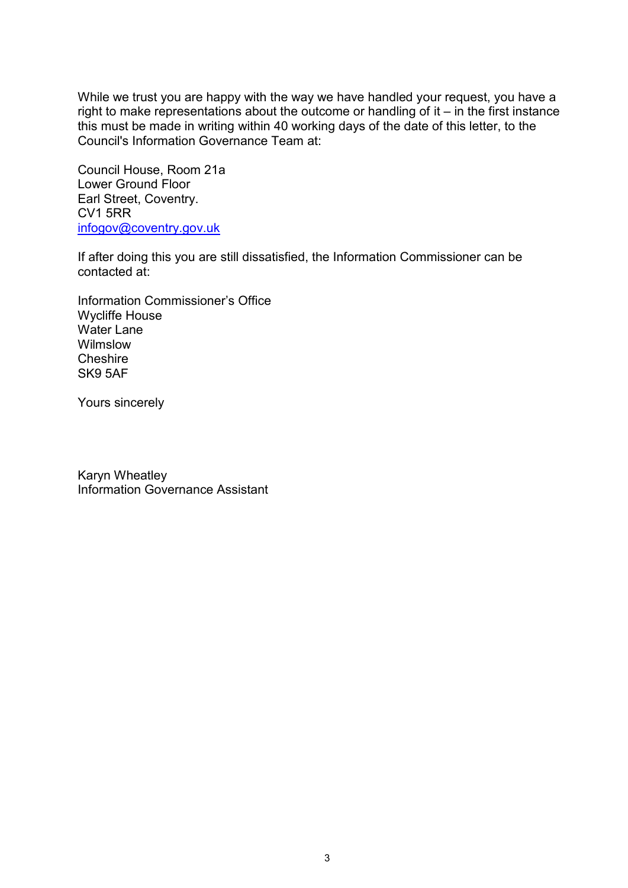While we trust you are happy with the way we have handled your request, you have a right to make representations about the outcome or handling of it – in the first instance this must be made in writing within 40 working days of the date of this letter, to the Council's Information Governance Team at:

Council House, Room 21a  
Lower Ground Floor  
Earl Street, Coventry.  
CV1 5RR  
infogov@coventry.gov.uk

If after doing this you are still dissatisfied, the Information Commissioner can be contacted at:

Information Commissioner's Office  
Wycliffe House  
Water Lane  
Wilmslow  
Cheshire  
SK9 5AF

Yours sincerely

Karyn Wheatley  
Information Governance Assistant